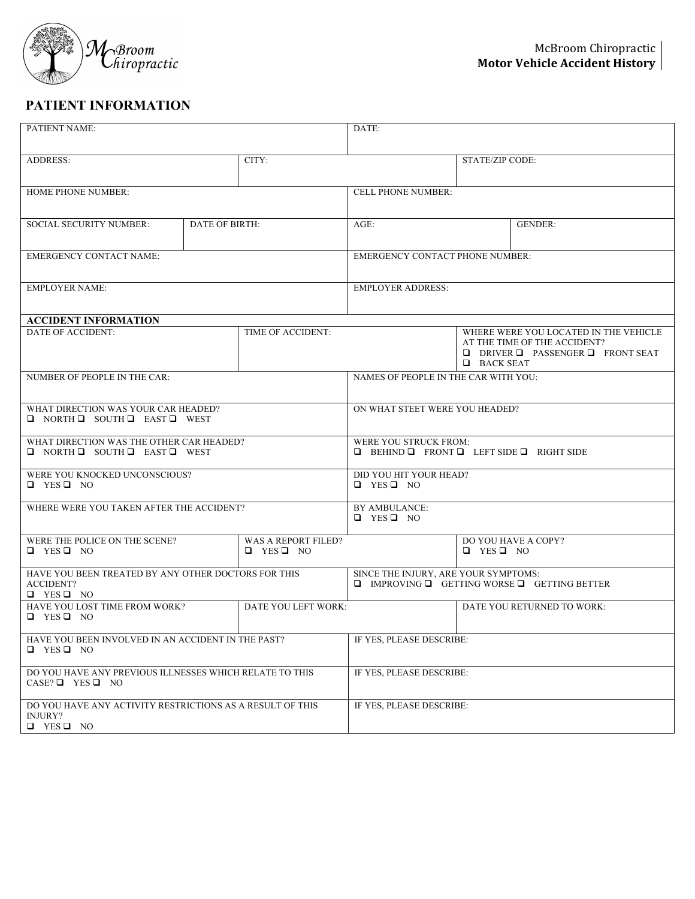McBroom Chiropractic
**Motor Vehicle Accident History**

## PATIENT INFORMATION

| | | | |
|---|---|---|---|
| PATIENT NAME: | | DATE: | |
| ADDRESS: | CITY: | | STATE/ZIP CODE: |
| HOME PHONE NUMBER: | | CELL PHONE NUMBER: | |
| SOCIAL SECURITY NUMBER: | DATE OF BIRTH: | AGE: | GENDER: |
| EMERGENCY CONTACT NAME: | | EMERGENCY CONTACT PHONE NUMBER: | |
| EMPLOYER NAME: | | EMPLOYER ADDRESS: | |
| **ACCIDENT INFORMATION** | | | |
| DATE OF ACCIDENT: | TIME OF ACCIDENT: | | WHERE WERE YOU LOCATED IN THE VEHICLE AT THE TIME OF THE ACCIDENT? ❑ DRIVER ❑ PASSENGER ❑ FRONT SEAT ❑ BACK SEAT |
| NUMBER OF PEOPLE IN THE CAR: | | NAMES OF PEOPLE IN THE CAR WITH YOU: | |
| WHAT DIRECTION WAS YOUR CAR HEADED? ❑ NORTH ❑ SOUTH ❑ EAST ❑ WEST | | ON WHAT STEET WERE YOU HEADED? | |
| WHAT DIRECTION WAS THE OTHER CAR HEADED? ❑ NORTH ❑ SOUTH ❑ EAST ❑ WEST | | WERE YOU STRUCK FROM: ❑ BEHIND ❑ FRONT ❑ LEFT SIDE ❑ RIGHT SIDE | |
| WERE YOU KNOCKED UNCONSCIOUS? ❑ YES ❑ NO | | DID YOU HIT YOUR HEAD? ❑ YES ❑ NO | |
| WHERE WERE YOU TAKEN AFTER THE ACCIDENT? | | BY AMBULANCE: ❑ YES ❑ NO | |
| WERE THE POLICE ON THE SCENE? ❑ YES ❑ NO | WAS A REPORT FILED? ❑ YES ❑ NO | | DO YOU HAVE A COPY? ❑ YES ❑ NO |
| HAVE YOU BEEN TREATED BY ANY OTHER DOCTORS FOR THIS ACCIDENT? ❑ YES ❑ NO | | SINCE THE INJURY, ARE YOUR SYMPTOMS: ❑ IMPROVING ❑ GETTING WORSE ❑ GETTING BETTER | |
| HAVE YOU LOST TIME FROM WORK? ❑ YES ❑ NO | DATE YOU LEFT WORK: | | DATE YOU RETURNED TO WORK: |
| HAVE YOU BEEN INVOLVED IN AN ACCIDENT IN THE PAST? ❑ YES ❑ NO | | IF YES, PLEASE DESCRIBE: | |
| DO YOU HAVE ANY PREVIOUS ILLNESSES WHICH RELATE TO THIS CASE? ❑ YES ❑ NO | | IF YES, PLEASE DESCRIBE: | |
| DO YOU HAVE ANY ACTIVITY RESTRICTIONS AS A RESULT OF THIS INJURY? ❑ YES ❑ NO | | IF YES, PLEASE DESCRIBE: | |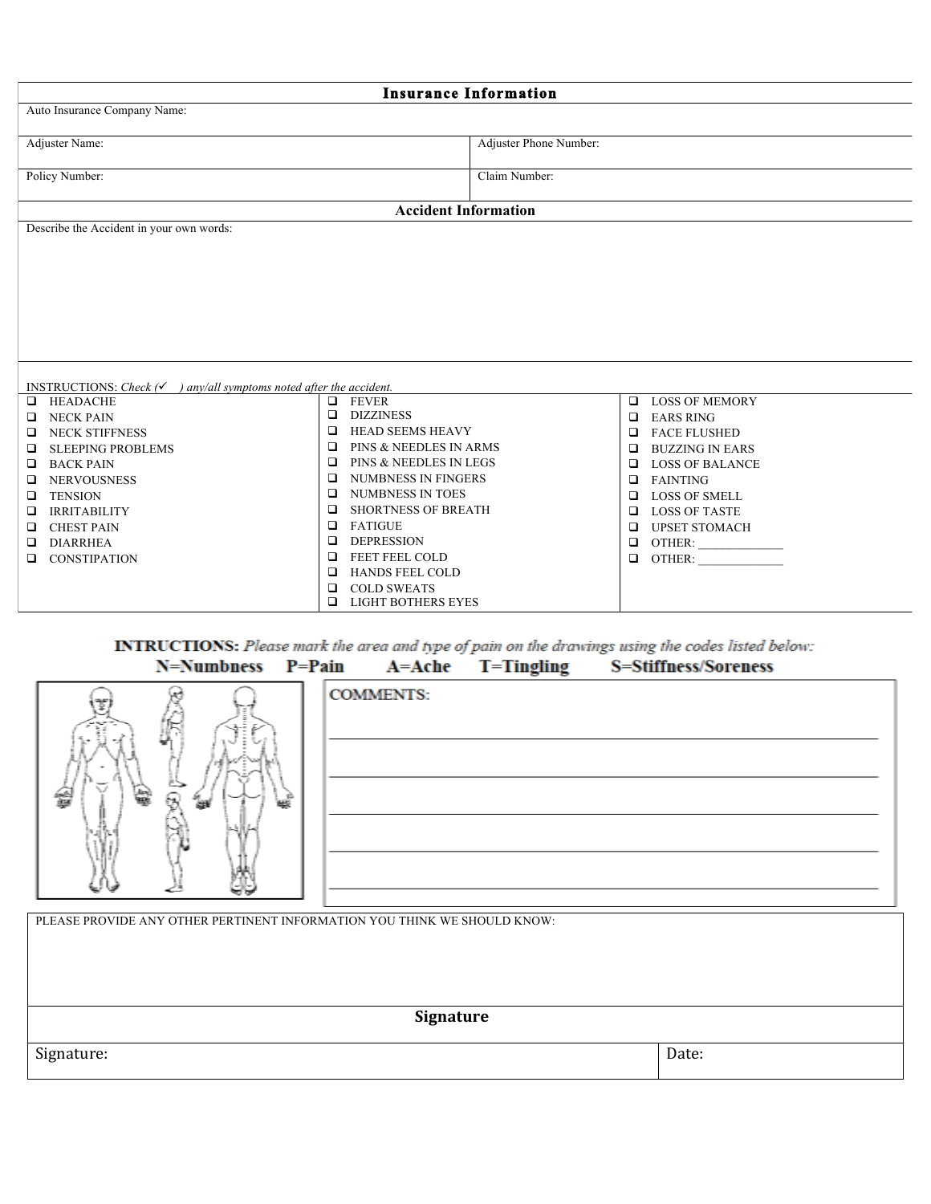## Insurance Information

| | |
|---|---|
| Auto Insurance Company Name: | |
| Adjuster Name: | Adjuster Phone Number: |
| Policy Number: | Claim Number: |

## Accident Information

Describe the Accident in your own words:

INSTRUCTIONS: *Check (✓ ) any/all symptoms noted after the accident.*

| | | |
|---|---|---|
| ❑ HEADACHE | ❑ FEVER | ❑ LOSS OF MEMORY |
| ❑ NECK PAIN | ❑ DIZZINESS | ❑ EARS RING |
| ❑ NECK STIFFNESS | ❑ HEAD SEEMS HEAVY | ❑ FACE FLUSHED |
| ❑ SLEEPING PROBLEMS | ❑ PINS & NEEDLES IN ARMS | ❑ BUZZING IN EARS |
| ❑ BACK PAIN | ❑ PINS & NEEDLES IN LEGS | ❑ LOSS OF BALANCE |
| ❑ NERVOUSNESS | ❑ NUMBNESS IN FINGERS | ❑ FAINTING |
| ❑ TENSION | ❑ NUMBNESS IN TOES | ❑ LOSS OF SMELL |
| ❑ IRRITABILITY | ❑ SHORTNESS OF BREATH | ❑ LOSS OF TASTE |
| ❑ CHEST PAIN | ❑ FATIGUE | ❑ UPSET STOMACH |
| ❑ DIARRHEA | ❑ DEPRESSION | ❑ OTHER: ______________ |
| ❑ CONSTIPATION | ❑ FEET FEEL COLD | ❑ OTHER: ______________ |
| | ❑ HANDS FEEL COLD | |
| | ❑ COLD SWEATS | |
| | ❑ LIGHT BOTHERS EYES | |

**INTRUCTIONS:** *Please mark the area and type of pain on the drawings using the codes listed below:*

**N=Numbness P=Pain A=Ache T=Tingling S=Stiffness/Soreness**

**COMMENTS:**

_______________________________________________

_______________________________________________

_______________________________________________

_______________________________________________

_______________________________________________

PLEASE PROVIDE ANY OTHER PERTINENT INFORMATION YOU THINK WE SHOULD KNOW:

## Signature

| | |
|---|---|
| Signature: | Date: |